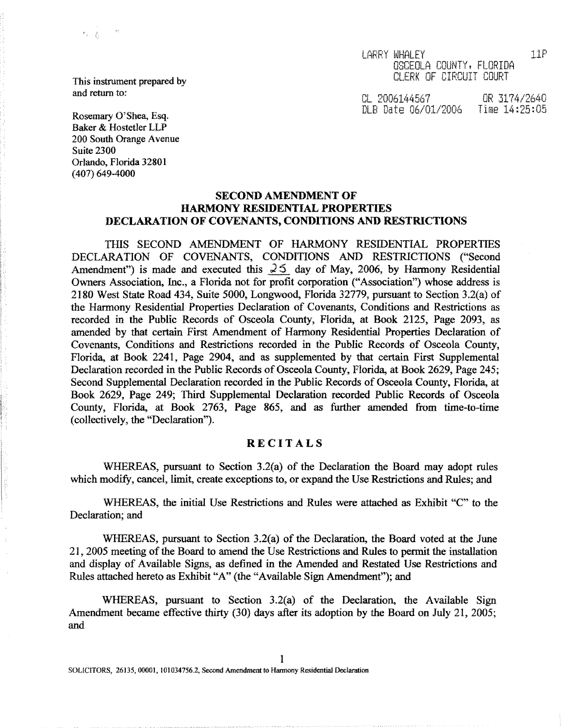LARRY WHALEY
OSCEOLA COUNTY, FLORIDA
CLERK OF CIRCUIT COURT

11P

CL 2006144567 OR 3174/2640
DLB Date 06/01/2006 Time 14:25:05

This instrument prepared by
and return to:

Rosemary O'Shea, Esq.
Baker & Hostetler LLP
200 South Orange Avenue
Suite 2300
Orlando, Florida 32801
(407) 649-4000

## SECOND AMENDMENT OF HARMONY RESIDENTIAL PROPERTIES DECLARATION OF COVENANTS, CONDITIONS AND RESTRICTIONS

THIS SECOND AMENDMENT OF HARMONY RESIDENTIAL PROPERTIES DECLARATION OF COVENANTS, CONDITIONS AND RESTRICTIONS ("Second Amendment") is made and executed this 25 day of May, 2006, by Harmony Residential Owners Association, Inc., a Florida not for profit corporation ("Association") whose address is 2180 West State Road 434, Suite 5000, Longwood, Florida 32779, pursuant to Section 3.2(a) of the Harmony Residential Properties Declaration of Covenants, Conditions and Restrictions as recorded in the Public Records of Osceola County, Florida, at Book 2125, Page 2093, as amended by that certain First Amendment of Harmony Residential Properties Declaration of Covenants, Conditions and Restrictions recorded in the Public Records of Osceola County, Florida, at Book 2241, Page 2904, and as supplemented by that certain First Supplemental Declaration recorded in the Public Records of Osceola County, Florida, at Book 2629, Page 245; Second Supplemental Declaration recorded in the Public Records of Osceola County, Florida, at Book 2629, Page 249; Third Supplemental Declaration recorded Public Records of Osceola County, Florida, at Book 2763, Page 865, and as further amended from time-to-time (collectively, the "Declaration").

## RECITALS

WHEREAS, pursuant to Section 3.2(a) of the Declaration the Board may adopt rules which modify, cancel, limit, create exceptions to, or expand the Use Restrictions and Rules; and

WHEREAS, the initial Use Restrictions and Rules were attached as Exhibit "C" to the Declaration; and

WHEREAS, pursuant to Section 3.2(a) of the Declaration, the Board voted at the June 21, 2005 meeting of the Board to amend the Use Restrictions and Rules to permit the installation and display of Available Signs, as defined in the Amended and Restated Use Restrictions and Rules attached hereto as Exhibit "A" (the "Available Sign Amendment"); and

WHEREAS, pursuant to Section 3.2(a) of the Declaration, the Available Sign Amendment became effective thirty (30) days after its adoption by the Board on July 21, 2005; and

SOLICITORS, 26135, 00001, 101034756.2, Second Amendment to Harmony Residential Declaration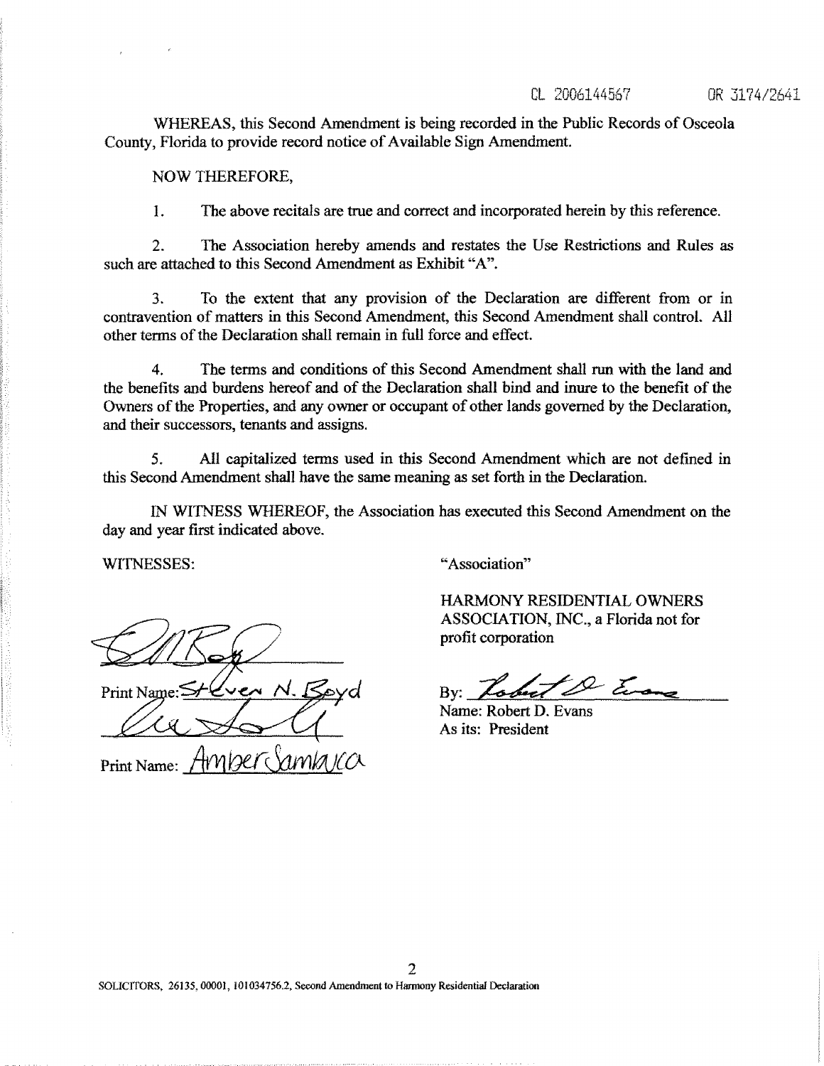CL 2006144567 OR 3174/2641

WHEREAS, this Second Amendment is being recorded in the Public Records of Osceola County, Florida to provide record notice of Available Sign Amendment.

NOW THEREFORE,

1. The above recitals are true and correct and incorporated herein by this reference.

2. The Association hereby amends and restates the Use Restrictions and Rules as such are attached to this Second Amendment as Exhibit "A".

3. To the extent that any provision of the Declaration are different from or in contravention of matters in this Second Amendment, this Second Amendment shall control. All other terms of the Declaration shall remain in full force and effect.

4. The terms and conditions of this Second Amendment shall run with the land and the benefits and burdens hereof and of the Declaration shall bind and inure to the benefit of the Owners of the Properties, and any owner or occupant of other lands governed by the Declaration, and their successors, tenants and assigns.

5. All capitalized terms used in this Second Amendment which are not defined in this Second Amendment shall have the same meaning as set forth in the Declaration.

IN WITNESS WHEREOF, the Association has executed this Second Amendment on the day and year first indicated above.

WITNESSES:

"Association"

HARMONY RESIDENTIAL OWNERS ASSOCIATION, INC., a Florida not for profit corporation

Print Name: Steven N. Boyd

Print Name: Amber Sambuca

By: Robert D. Evans

Name: Robert D. Evans

As its: President

SOLICITORS, 26135, 00001, 101034756.2, Second Amendment to Harmony Residential Declaration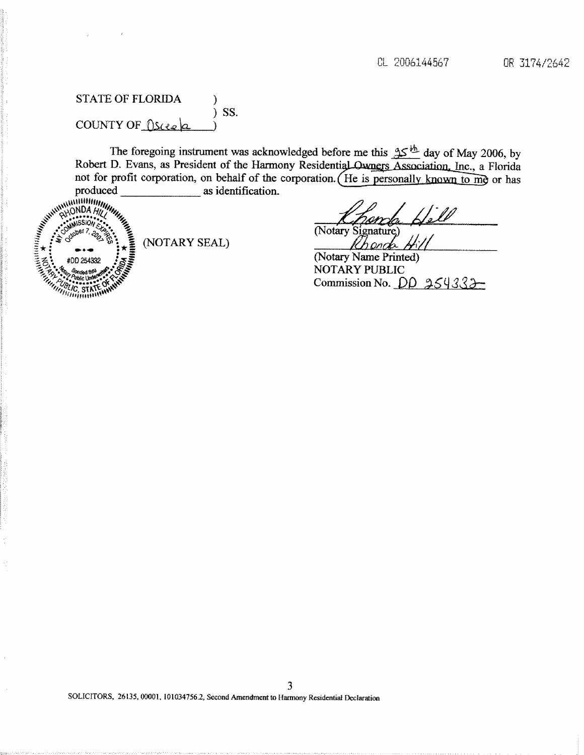CL 2006144567 OR 3174/2642

STATE OF FLORIDA )
) SS.
COUNTY OF Osceola )

The foregoing instrument was acknowledged before me this 25th day of May 2006, by Robert D. Evans, as President of the Harmony Residential Owners Association, Inc., a Florida not for profit corporation, on behalf of the corporation. He is personally known to me or has produced _____________ as identification.

RHONDA HILL
MY COMMISSION EXPIRES
October 7, 2007
#DD 254332
Bonded thru Notary Public Underwriters
NOTARY PUBLIC, STATE OF FLORIDA

(NOTARY SEAL)

Rhonda Hill
(Notary Signature)
Rhonda Hill
(Notary Name Printed)
NOTARY PUBLIC
Commission No. DD 254332

SOLICITORS, 26135, 00001, 101034756.2, Second Amendment to Harmony Residential Declaration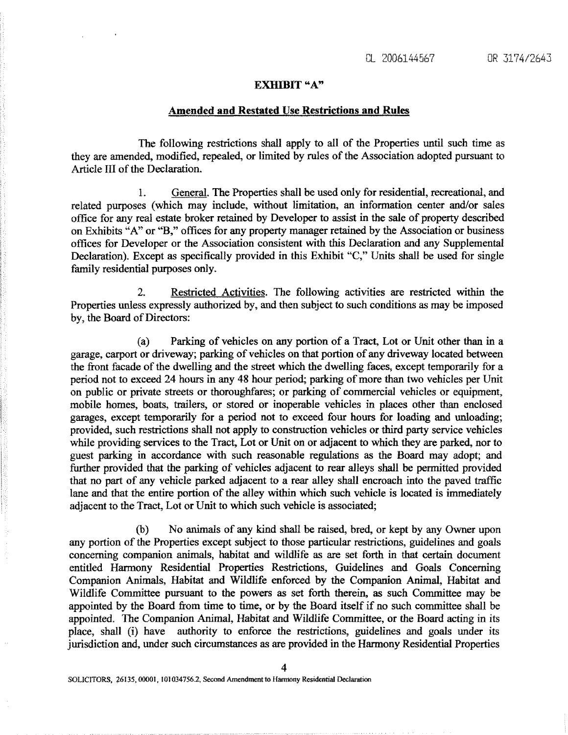## EXHIBIT "A"

**<u>Amended and Restated Use Restrictions and Rules</u>**

The following restrictions shall apply to all of the Properties until such time as they are amended, modified, repealed, or limited by rules of the Association adopted pursuant to Article III of the Declaration.

1. <u>General</u>. The Properties shall be used only for residential, recreational, and related purposes (which may include, without limitation, an information center and/or sales office for any real estate broker retained by Developer to assist in the sale of property described on Exhibits "A" or "B," offices for any property manager retained by the Association or business offices for Developer or the Association consistent with this Declaration and any Supplemental Declaration). Except as specifically provided in this Exhibit "C," Units shall be used for single family residential purposes only.

2. <u>Restricted Activities</u>. The following activities are restricted within the Properties unless expressly authorized by, and then subject to such conditions as may be imposed by, the Board of Directors:

(a) Parking of vehicles on any portion of a Tract, Lot or Unit other than in a garage, carport or driveway; parking of vehicles on that portion of any driveway located between the front facade of the dwelling and the street which the dwelling faces, except temporarily for a period not to exceed 24 hours in any 48 hour period; parking of more than two vehicles per Unit on public or private streets or thoroughfares; or parking of commercial vehicles or equipment, mobile homes, boats, trailers, or stored or inoperable vehicles in places other than enclosed garages, except temporarily for a period not to exceed four hours for loading and unloading; provided, such restrictions shall not apply to construction vehicles or third party service vehicles while providing services to the Tract, Lot or Unit on or adjacent to which they are parked, nor to guest parking in accordance with such reasonable regulations as the Board may adopt; and further provided that the parking of vehicles adjacent to rear alleys shall be permitted provided that no part of any vehicle parked adjacent to a rear alley shall encroach into the paved traffic lane and that the entire portion of the alley within which such vehicle is located is immediately adjacent to the Tract, Lot or Unit to which such vehicle is associated;

(b) No animals of any kind shall be raised, bred, or kept by any Owner upon any portion of the Properties except subject to those particular restrictions, guidelines and goals concerning companion animals, habitat and wildlife as are set forth in that certain document entitled Harmony Residential Properties Restrictions, Guidelines and Goals Concerning Companion Animals, Habitat and Wildlife enforced by the Companion Animal, Habitat and Wildlife Committee pursuant to the powers as set forth therein, as such Committee may be appointed by the Board from time to time, or by the Board itself if no such committee shall be appointed. The Companion Animal, Habitat and Wildlife Committee, or the Board acting in its place, shall (i) have authority to enforce the restrictions, guidelines and goals under its jurisdiction and, under such circumstances as are provided in the Harmony Residential Properties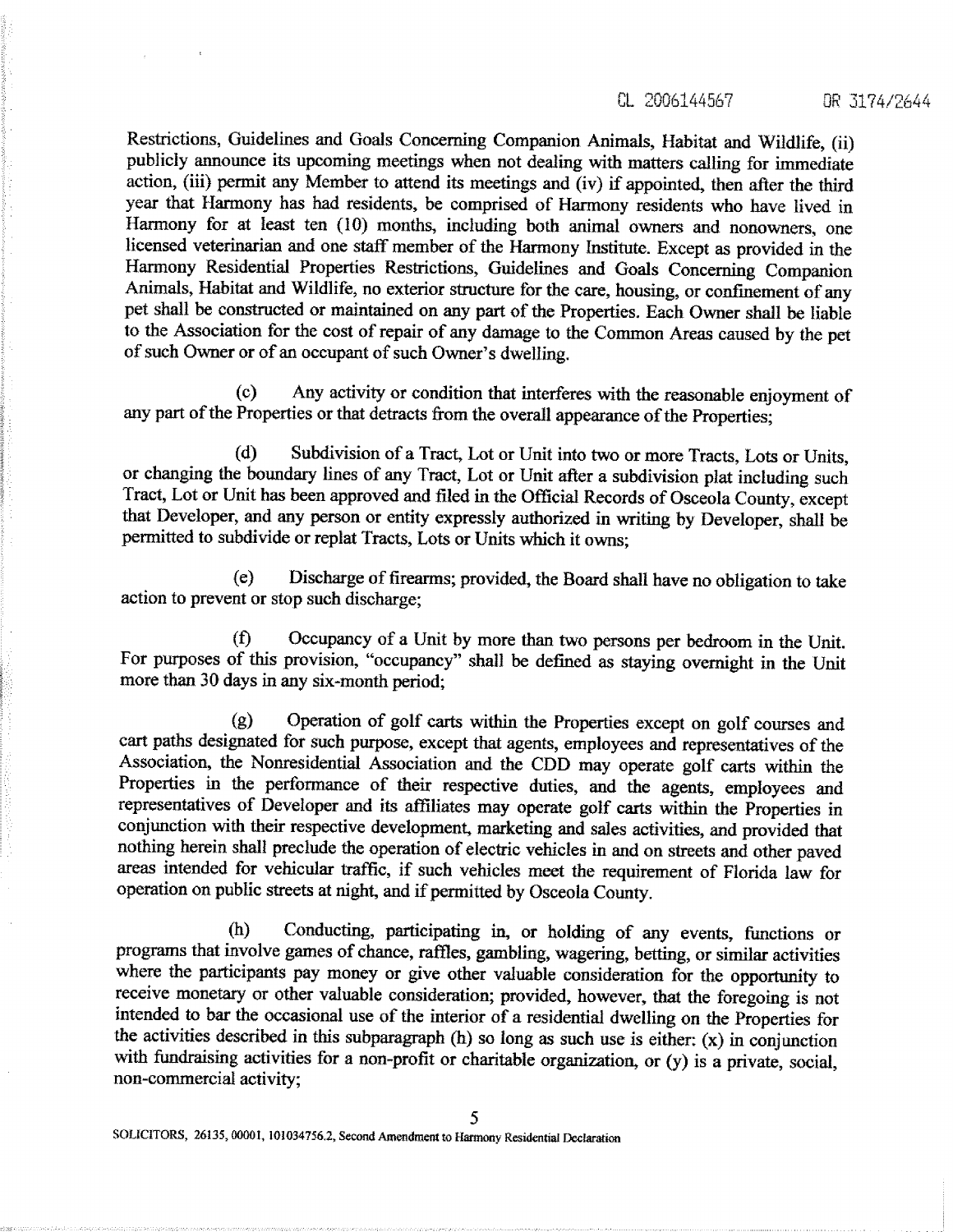Restrictions, Guidelines and Goals Concerning Companion Animals, Habitat and Wildlife, (ii) publicly announce its upcoming meetings when not dealing with matters calling for immediate action, (iii) permit any Member to attend its meetings and (iv) if appointed, then after the third year that Harmony has had residents, be comprised of Harmony residents who have lived in Harmony for at least ten (10) months, including both animal owners and nonowners, one licensed veterinarian and one staff member of the Harmony Institute. Except as provided in the Harmony Residential Properties Restrictions, Guidelines and Goals Concerning Companion Animals, Habitat and Wildlife, no exterior structure for the care, housing, or confinement of any pet shall be constructed or maintained on any part of the Properties. Each Owner shall be liable to the Association for the cost of repair of any damage to the Common Areas caused by the pet of such Owner or of an occupant of such Owner's dwelling.

(c) Any activity or condition that interferes with the reasonable enjoyment of any part of the Properties or that detracts from the overall appearance of the Properties;

(d) Subdivision of a Tract, Lot or Unit into two or more Tracts, Lots or Units, or changing the boundary lines of any Tract, Lot or Unit after a subdivision plat including such Tract, Lot or Unit has been approved and filed in the Official Records of Osceola County, except that Developer, and any person or entity expressly authorized in writing by Developer, shall be permitted to subdivide or replat Tracts, Lots or Units which it owns;

(e) Discharge of firearms; provided, the Board shall have no obligation to take action to prevent or stop such discharge;

(f) Occupancy of a Unit by more than two persons per bedroom in the Unit. For purposes of this provision, "occupancy" shall be defined as staying overnight in the Unit more than 30 days in any six-month period;

(g) Operation of golf carts within the Properties except on golf courses and cart paths designated for such purpose, except that agents, employees and representatives of the Association, the Nonresidential Association and the CDD may operate golf carts within the Properties in the performance of their respective duties, and the agents, employees and representatives of Developer and its affiliates may operate golf carts within the Properties in conjunction with their respective development, marketing and sales activities, and provided that nothing herein shall preclude the operation of electric vehicles in and on streets and other paved areas intended for vehicular traffic, if such vehicles meet the requirement of Florida law for operation on public streets at night, and if permitted by Osceola County.

(h) Conducting, participating in, or holding of any events, functions or programs that involve games of chance, raffles, gambling, wagering, betting, or similar activities where the participants pay money or give other valuable consideration for the opportunity to receive monetary or other valuable consideration; provided, however, that the foregoing is not intended to bar the occasional use of the interior of a residential dwelling on the Properties for the activities described in this subparagraph (h) so long as such use is either: (x) in conjunction with fundraising activities for a non-profit or charitable organization, or (y) is a private, social, non-commercial activity;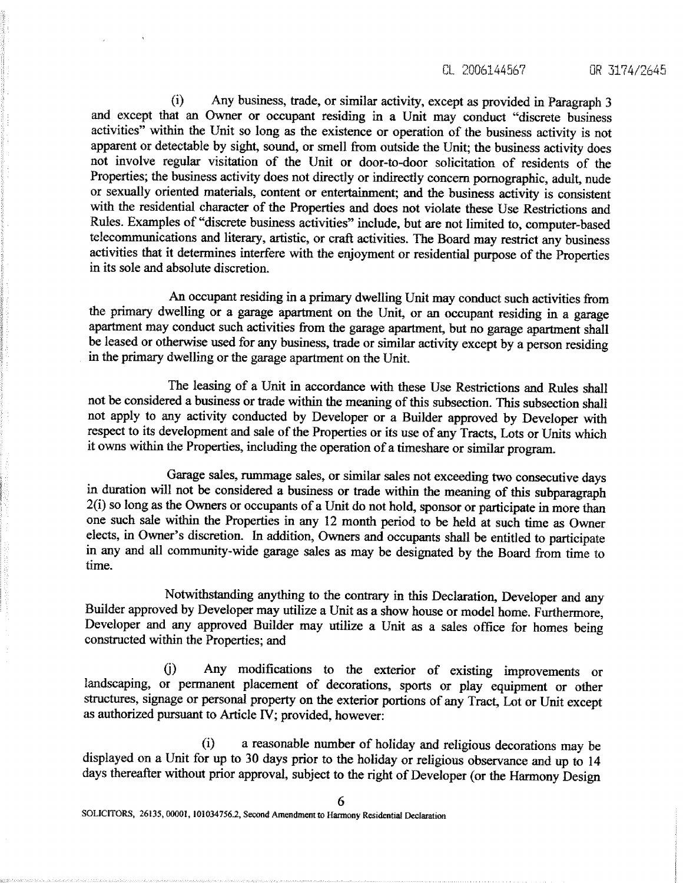(i) Any business, trade, or similar activity, except as provided in Paragraph 3 and except that an Owner or occupant residing in a Unit may conduct "discrete business activities" within the Unit so long as the existence or operation of the business activity is not apparent or detectable by sight, sound, or smell from outside the Unit; the business activity does not involve regular visitation of the Unit or door-to-door solicitation of residents of the Properties; the business activity does not directly or indirectly concern pornographic, adult, nude or sexually oriented materials, content or entertainment; and the business activity is consistent with the residential character of the Properties and does not violate these Use Restrictions and Rules. Examples of "discrete business activities" include, but are not limited to, computer-based telecommunications and literary, artistic, or craft activities. The Board may restrict any business activities that it determines interfere with the enjoyment or residential purpose of the Properties in its sole and absolute discretion.

An occupant residing in a primary dwelling Unit may conduct such activities from the primary dwelling or a garage apartment on the Unit, or an occupant residing in a garage apartment may conduct such activities from the garage apartment, but no garage apartment shall be leased or otherwise used for any business, trade or similar activity except by a person residing in the primary dwelling or the garage apartment on the Unit.

The leasing of a Unit in accordance with these Use Restrictions and Rules shall not be considered a business or trade within the meaning of this subsection. This subsection shall not apply to any activity conducted by Developer or a Builder approved by Developer with respect to its development and sale of the Properties or its use of any Tracts, Lots or Units which it owns within the Properties, including the operation of a timeshare or similar program.

Garage sales, rummage sales, or similar sales not exceeding two consecutive days in duration will not be considered a business or trade within the meaning of this subparagraph 2(i) so long as the Owners or occupants of a Unit do not hold, sponsor or participate in more than one such sale within the Properties in any 12 month period to be held at such time as Owner elects, in Owner's discretion. In addition, Owners and occupants shall be entitled to participate in any and all community-wide garage sales as may be designated by the Board from time to time.

Notwithstanding anything to the contrary in this Declaration, Developer and any Builder approved by Developer may utilize a Unit as a show house or model home. Furthermore, Developer and any approved Builder may utilize a Unit as a sales office for homes being constructed within the Properties; and

(j) Any modifications to the exterior of existing improvements or landscaping, or permanent placement of decorations, sports or play equipment or other structures, signage or personal property on the exterior portions of any Tract, Lot or Unit except as authorized pursuant to Article IV; provided, however:

(i) a reasonable number of holiday and religious decorations may be displayed on a Unit for up to 30 days prior to the holiday or religious observance and up to 14 days thereafter without prior approval, subject to the right of Developer (or the Harmony Design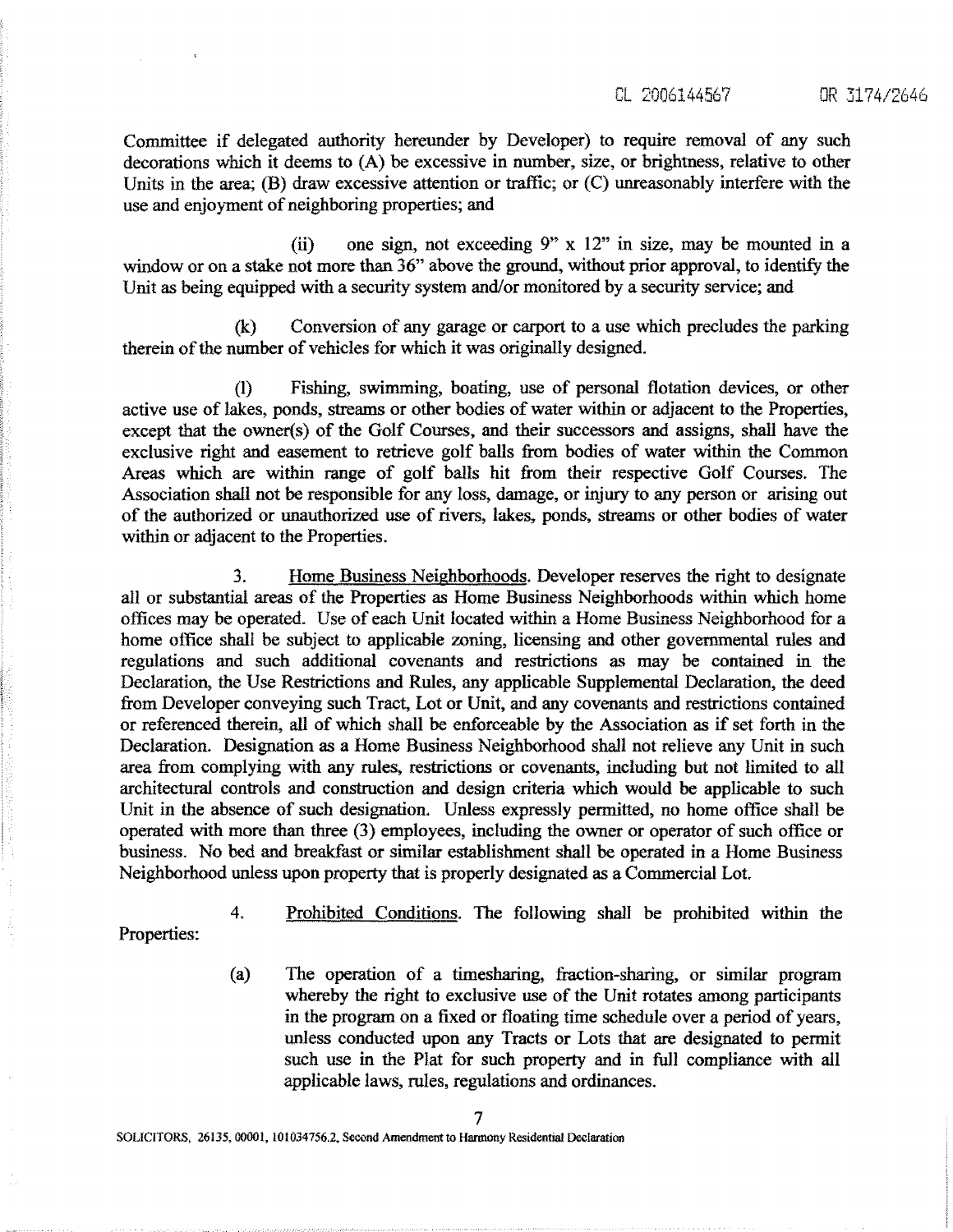Committee if delegated authority hereunder by Developer) to require removal of any such decorations which it deems to (A) be excessive in number, size, or brightness, relative to other Units in the area; (B) draw excessive attention or traffic; or (C) unreasonably interfere with the use and enjoyment of neighboring properties; and

(ii) one sign, not exceeding 9" x 12" in size, may be mounted in a window or on a stake not more than 36" above the ground, without prior approval, to identify the Unit as being equipped with a security system and/or monitored by a security service; and

(k) Conversion of any garage or carport to a use which precludes the parking therein of the number of vehicles for which it was originally designed.

(l) Fishing, swimming, boating, use of personal flotation devices, or other active use of lakes, ponds, streams or other bodies of water within or adjacent to the Properties, except that the owner(s) of the Golf Courses, and their successors and assigns, shall have the exclusive right and easement to retrieve golf balls from bodies of water within the Common Areas which are within range of golf balls hit from their respective Golf Courses. The Association shall not be responsible for any loss, damage, or injury to any person or arising out of the authorized or unauthorized use of rivers, lakes, ponds, streams or other bodies of water within or adjacent to the Properties.

3. Home Business Neighborhoods. Developer reserves the right to designate all or substantial areas of the Properties as Home Business Neighborhoods within which home offices may be operated. Use of each Unit located within a Home Business Neighborhood for a home office shall be subject to applicable zoning, licensing and other governmental rules and regulations and such additional covenants and restrictions as may be contained in the Declaration, the Use Restrictions and Rules, any applicable Supplemental Declaration, the deed from Developer conveying such Tract, Lot or Unit, and any covenants and restrictions contained or referenced therein, all of which shall be enforceable by the Association as if set forth in the Declaration. Designation as a Home Business Neighborhood shall not relieve any Unit in such area from complying with any rules, restrictions or covenants, including but not limited to all architectural controls and construction and design criteria which would be applicable to such Unit in the absence of such designation. Unless expressly permitted, no home office shall be operated with more than three (3) employees, including the owner or operator of such office or business. No bed and breakfast or similar establishment shall be operated in a Home Business Neighborhood unless upon property that is properly designated as a Commercial Lot.

4. Prohibited Conditions. The following shall be prohibited within the Properties:

(a) The operation of a timesharing, fraction-sharing, or similar program whereby the right to exclusive use of the Unit rotates among participants in the program on a fixed or floating time schedule over a period of years, unless conducted upon any Tracts or Lots that are designated to permit such use in the Plat for such property and in full compliance with all applicable laws, rules, regulations and ordinances.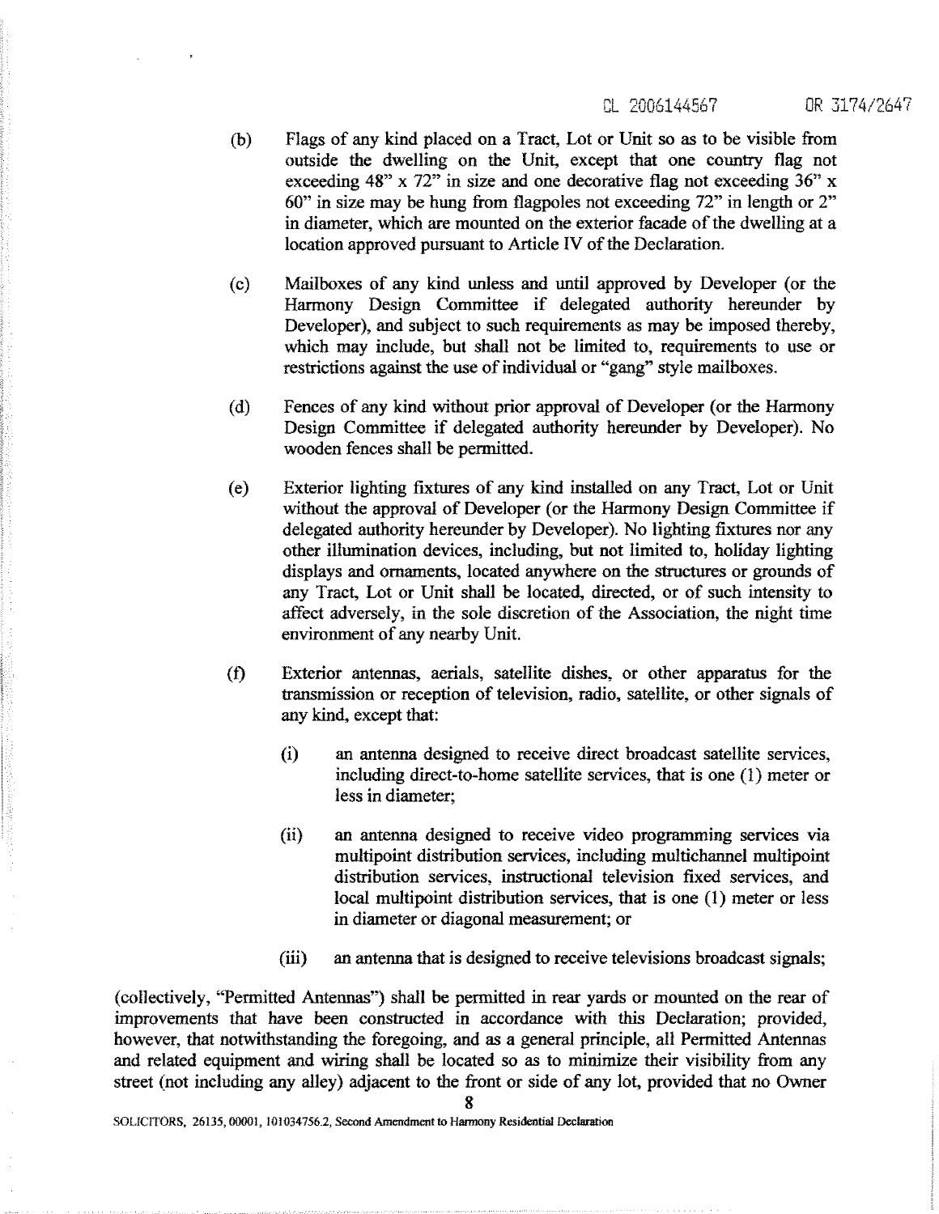(b) Flags of any kind placed on a Tract, Lot or Unit so as to be visible from outside the dwelling on the Unit, except that one country flag not exceeding 48" x 72" in size and one decorative flag not exceeding 36" x 60" in size may be hung from flagpoles not exceeding 72" in length or 2" in diameter, which are mounted on the exterior facade of the dwelling at a location approved pursuant to Article IV of the Declaration.

(c) Mailboxes of any kind unless and until approved by Developer (or the Harmony Design Committee if delegated authority hereunder by Developer), and subject to such requirements as may be imposed thereby, which may include, but shall not be limited to, requirements to use or restrictions against the use of individual or "gang" style mailboxes.

(d) Fences of any kind without prior approval of Developer (or the Harmony Design Committee if delegated authority hereunder by Developer). No wooden fences shall be permitted.

(e) Exterior lighting fixtures of any kind installed on any Tract, Lot or Unit without the approval of Developer (or the Harmony Design Committee if delegated authority hereunder by Developer). No lighting fixtures nor any other illumination devices, including, but not limited to, holiday lighting displays and ornaments, located anywhere on the structures or grounds of any Tract, Lot or Unit shall be located, directed, or of such intensity to affect adversely, in the sole discretion of the Association, the night time environment of any nearby Unit.

(f) Exterior antennas, aerials, satellite dishes, or other apparatus for the transmission or reception of television, radio, satellite, or other signals of any kind, except that:

  (i) an antenna designed to receive direct broadcast satellite services, including direct-to-home satellite services, that is one (1) meter or less in diameter;

  (ii) an antenna designed to receive video programming services via multipoint distribution services, including multichannel multipoint distribution services, instructional television fixed services, and local multipoint distribution services, that is one (1) meter or less in diameter or diagonal measurement; or

  (iii) an antenna that is designed to receive televisions broadcast signals;

(collectively, "Permitted Antennas") shall be permitted in rear yards or mounted on the rear of improvements that have been constructed in accordance with this Declaration; provided, however, that notwithstanding the foregoing, and as a general principle, all Permitted Antennas and related equipment and wiring shall be located so as to minimize their visibility from any street (not including any alley) adjacent to the front or side of any lot, provided that no Owner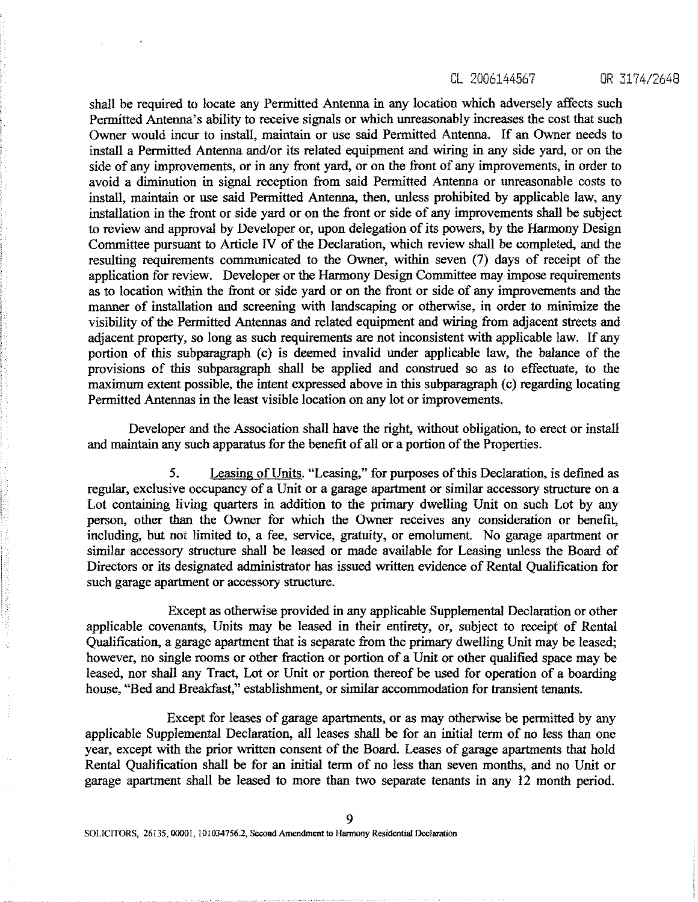shall be required to locate any Permitted Antenna in any location which adversely affects such Permitted Antenna's ability to receive signals or which unreasonably increases the cost that such Owner would incur to install, maintain or use said Permitted Antenna. If an Owner needs to install a Permitted Antenna and/or its related equipment and wiring in any side yard, or on the side of any improvements, or in any front yard, or on the front of any improvements, in order to avoid a diminution in signal reception from said Permitted Antenna or unreasonable costs to install, maintain or use said Permitted Antenna, then, unless prohibited by applicable law, any installation in the front or side yard or on the front or side of any improvements shall be subject to review and approval by Developer or, upon delegation of its powers, by the Harmony Design Committee pursuant to Article IV of the Declaration, which review shall be completed, and the resulting requirements communicated to the Owner, within seven (7) days of receipt of the application for review. Developer or the Harmony Design Committee may impose requirements as to location within the front or side yard or on the front or side of any improvements and the manner of installation and screening with landscaping or otherwise, in order to minimize the visibility of the Permitted Antennas and related equipment and wiring from adjacent streets and adjacent property, so long as such requirements are not inconsistent with applicable law. If any portion of this subparagraph (c) is deemed invalid under applicable law, the balance of the provisions of this subparagraph shall be applied and construed so as to effectuate, to the maximum extent possible, the intent expressed above in this subparagraph (c) regarding locating Permitted Antennas in the least visible location on any lot or improvements.

Developer and the Association shall have the right, without obligation, to erect or install and maintain any such apparatus for the benefit of all or a portion of the Properties.

5. Leasing of Units. "Leasing," for purposes of this Declaration, is defined as regular, exclusive occupancy of a Unit or a garage apartment or similar accessory structure on a Lot containing living quarters in addition to the primary dwelling Unit on such Lot by any person, other than the Owner for which the Owner receives any consideration or benefit, including, but not limited to, a fee, service, gratuity, or emolument. No garage apartment or similar accessory structure shall be leased or made available for Leasing unless the Board of Directors or its designated administrator has issued written evidence of Rental Qualification for such garage apartment or accessory structure.

Except as otherwise provided in any applicable Supplemental Declaration or other applicable covenants, Units may be leased in their entirety, or, subject to receipt of Rental Qualification, a garage apartment that is separate from the primary dwelling Unit may be leased; however, no single rooms or other fraction or portion of a Unit or other qualified space may be leased, nor shall any Tract, Lot or Unit or portion thereof be used for operation of a boarding house, "Bed and Breakfast," establishment, or similar accommodation for transient tenants.

Except for leases of garage apartments, or as may otherwise be permitted by any applicable Supplemental Declaration, all leases shall be for an initial term of no less than one year, except with the prior written consent of the Board. Leases of garage apartments that hold Rental Qualification shall be for an initial term of no less than seven months, and no Unit or garage apartment shall be leased to more than two separate tenants in any 12 month period.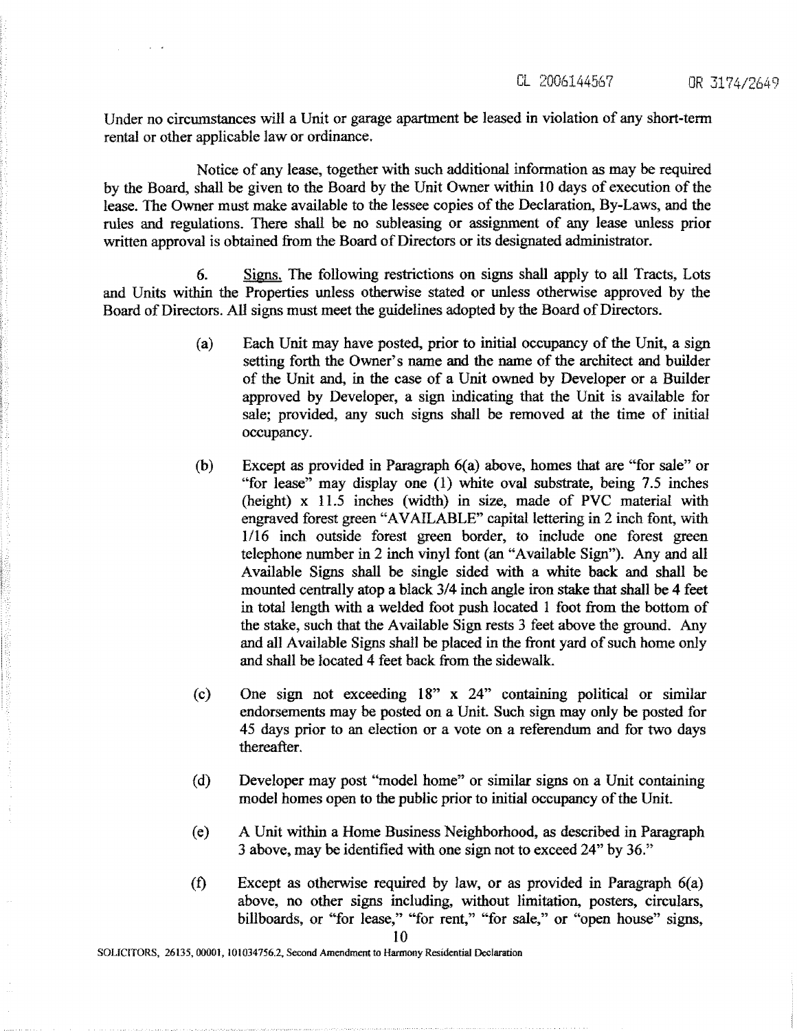Under no circumstances will a Unit or garage apartment be leased in violation of any short-term rental or other applicable law or ordinance.

Notice of any lease, together with such additional information as may be required by the Board, shall be given to the Board by the Unit Owner within 10 days of execution of the lease. The Owner must make available to the lessee copies of the Declaration, By-Laws, and the rules and regulations. There shall be no subleasing or assignment of any lease unless prior written approval is obtained from the Board of Directors or its designated administrator.

6. Signs. The following restrictions on signs shall apply to all Tracts, Lots and Units within the Properties unless otherwise stated or unless otherwise approved by the Board of Directors. All signs must meet the guidelines adopted by the Board of Directors.

(a) Each Unit may have posted, prior to initial occupancy of the Unit, a sign setting forth the Owner's name and the name of the architect and builder of the Unit and, in the case of a Unit owned by Developer or a Builder approved by Developer, a sign indicating that the Unit is available for sale; provided, any such signs shall be removed at the time of initial occupancy.

(b) Except as provided in Paragraph 6(a) above, homes that are "for sale" or "for lease" may display one (1) white oval substrate, being 7.5 inches (height) x 11.5 inches (width) in size, made of PVC material with engraved forest green "AVAILABLE" capital lettering in 2 inch font, with 1/16 inch outside forest green border, to include one forest green telephone number in 2 inch vinyl font (an "Available Sign"). Any and all Available Signs shall be single sided with a white back and shall be mounted centrally atop a black 3/4 inch angle iron stake that shall be 4 feet in total length with a welded foot push located 1 foot from the bottom of the stake, such that the Available Sign rests 3 feet above the ground. Any and all Available Signs shall be placed in the front yard of such home only and shall be located 4 feet back from the sidewalk.

(c) One sign not exceeding 18" x 24" containing political or similar endorsements may be posted on a Unit. Such sign may only be posted for 45 days prior to an election or a vote on a referendum and for two days thereafter.

(d) Developer may post "model home" or similar signs on a Unit containing model homes open to the public prior to initial occupancy of the Unit.

(e) A Unit within a Home Business Neighborhood, as described in Paragraph 3 above, may be identified with one sign not to exceed 24" by 36."

(f) Except as otherwise required by law, or as provided in Paragraph 6(a) above, no other signs including, without limitation, posters, circulars, billboards, or "for lease," "for rent," "for sale," or "open house" signs,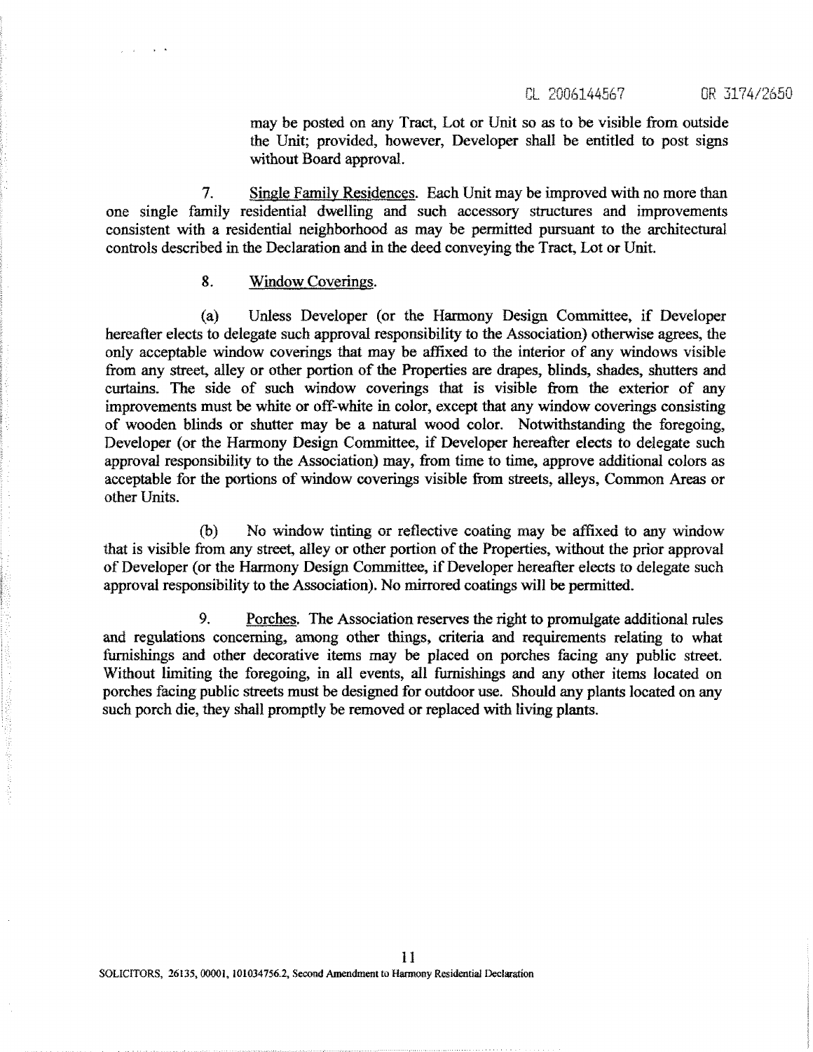may be posted on any Tract, Lot or Unit so as to be visible from outside the Unit; provided, however, Developer shall be entitled to post signs without Board approval.

7. Single Family Residences. Each Unit may be improved with no more than one single family residential dwelling and such accessory structures and improvements consistent with a residential neighborhood as may be permitted pursuant to the architectural controls described in the Declaration and in the deed conveying the Tract, Lot or Unit.

8. Window Coverings.

(a) Unless Developer (or the Harmony Design Committee, if Developer hereafter elects to delegate such approval responsibility to the Association) otherwise agrees, the only acceptable window coverings that may be affixed to the interior of any windows visible from any street, alley or other portion of the Properties are drapes, blinds, shades, shutters and curtains. The side of such window coverings that is visible from the exterior of any improvements must be white or off-white in color, except that any window coverings consisting of wooden blinds or shutter may be a natural wood color. Notwithstanding the foregoing, Developer (or the Harmony Design Committee, if Developer hereafter elects to delegate such approval responsibility to the Association) may, from time to time, approve additional colors as acceptable for the portions of window coverings visible from streets, alleys, Common Areas or other Units.

(b) No window tinting or reflective coating may be affixed to any window that is visible from any street, alley or other portion of the Properties, without the prior approval of Developer (or the Harmony Design Committee, if Developer hereafter elects to delegate such approval responsibility to the Association). No mirrored coatings will be permitted.

9. Porches. The Association reserves the right to promulgate additional rules and regulations concerning, among other things, criteria and requirements relating to what furnishings and other decorative items may be placed on porches facing any public street. Without limiting the foregoing, in all events, all furnishings and any other items located on porches facing public streets must be designed for outdoor use. Should any plants located on any such porch die, they shall promptly be removed or replaced with living plants.